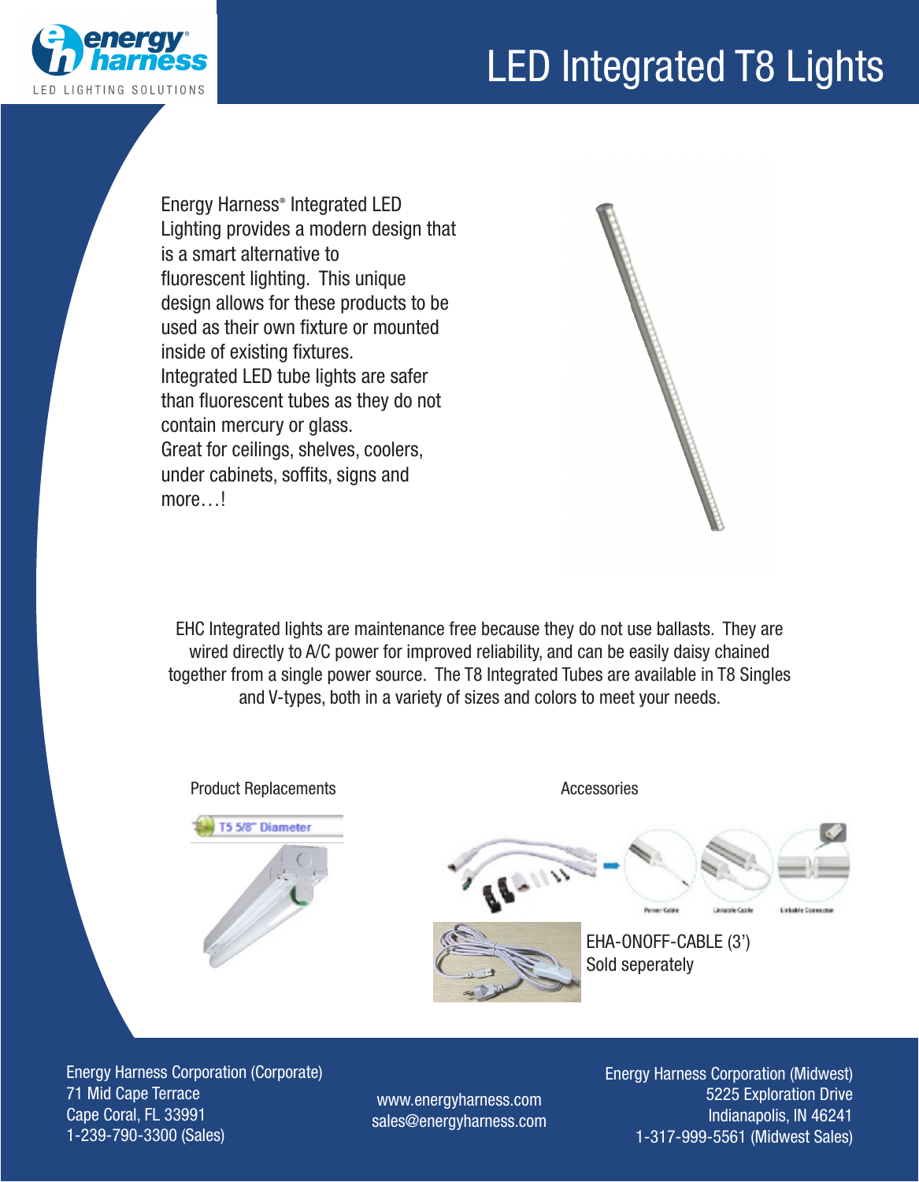energy harness

LED LIGHTING SOLUTIONS

# LED Integrated T8 Lights

Energy Harness® Integrated LED Lighting provides a modern design that is a smart alternative to fluorescent lighting. This unique design allows for these products to be used as their own fixture or mounted inside of existing fixtures.

Integrated LED tube lights are safer than fluorescent tubes as they do not contain mercury or glass.

Great for ceilings, shelves, coolers, under cabinets, soffits, signs and more…!

EHC Integrated lights are maintenance free because they do not use ballasts. They are wired directly to A/C power for improved reliability, and can be easily daisy chained together from a single power source. The T8 Integrated Tubes are available in T8 Singles and V-types, both in a variety of sizes and colors to meet your needs.

## Product Replacements

T5 5/8" Diameter

## Accessories

Power Cable

Linkable Cable

Linkable Connector

EHA-ONOFF-CABLE (3')
Sold seperately

Energy Harness Corporation (Corporate)
71 Mid Cape Terrace
Cape Coral, FL 33991
1-239-790-3300 (Sales)

www.energyharness.com
sales@energyharness.com

Energy Harness Corporation (Midwest)
5225 Exploration Drive
Indianapolis, IN 46241
1-317-999-5561 (Midwest Sales)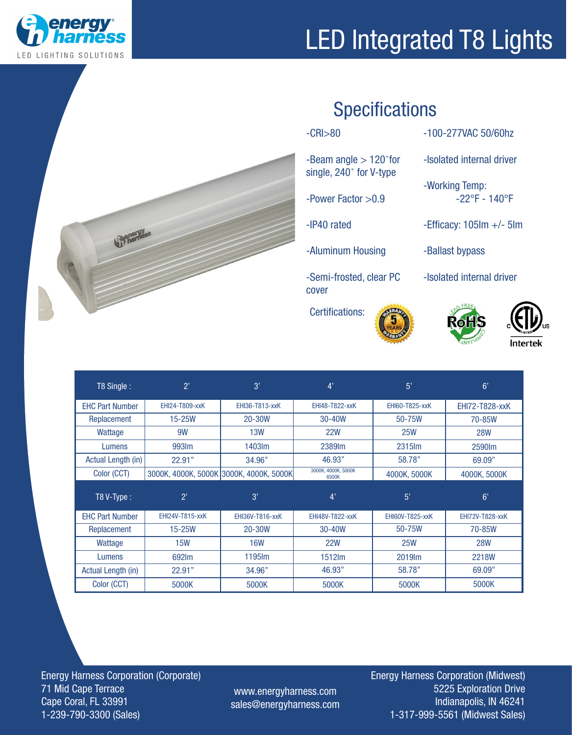# LED Integrated T8 Lights

## Specifications

- -CRI>80
- -Beam angle > 120˚for single, 240˚ for V-type
- -Power Factor >0.9
- -IP40 rated
- -Aluminum Housing
- -Semi-frosted, clear PC cover
- -100-277VAC 50/60hz
- -Isolated internal driver
- -Working Temp: -22°F - 140°F
- -Efficacy: 105lm +/- 5lm
- -Ballast bypass
- -Isolated internal driver

Certifications:

| T8 Single : | 2' | 3' | 4' | 5' | 6' |
|---|---|---|---|---|---|
| EHC Part Number | EHI24-T809-xxK | EHI36-T813-xxK | EHI48-T822-xxK | EHI60-T825-xxK | EHI72-T828-xxK |
| Replacement | 15-25W | 20-30W | 30-40W | 50-75W | 70-85W |
| Wattage | 9W | 13W | 22W | 25W | 28W |
| Lumens | 993lm | 1403lm | 2389lm | 2315lm | 2590lm |
| Actual Length (in) | 22.91" | 34.96" | 46.93" | 58.78" | 69.09" |
| Color (CCT) | 3000K, 4000K, 5000K | 3000K, 4000K, 5000K | 3000K, 4000K, 5000K 6500K | 4000K, 5000K | 4000K, 5000K |
| **T8 V-Type :** | **2'** | **3'** | **4'** | **5'** | **6'** |
| EHC Part Number | EHI24V-T815-xxK | EHI36V-T816-xxK | EHI48V-T822-xxK | EHI60V-T825-xxK | EHI72V-T828-xxK |
| Replacement | 15-25W | 20-30W | 30-40W | 50-75W | 70-85W |
| Wattage | 15W | 16W | 22W | 25W | 28W |
| Lumens | 692lm | 1195lm | 1512lm | 2019lm | 2218W |
| Actual Length (in) | 22.91" | 34.96" | 46.93" | 58.78" | 69.09" |
| Color (CCT) | 5000K | 5000K | 5000K | 5000K | 5000K |

Energy Harness Corporation (Corporate)
71 Mid Cape Terrace
Cape Coral, FL 33991
1-239-790-3300 (Sales)

www.energyharness.com
sales@energyharness.com

Energy Harness Corporation (Midwest)
5225 Exploration Drive
Indianapolis, IN 46241
1-317-999-5561 (Midwest Sales)